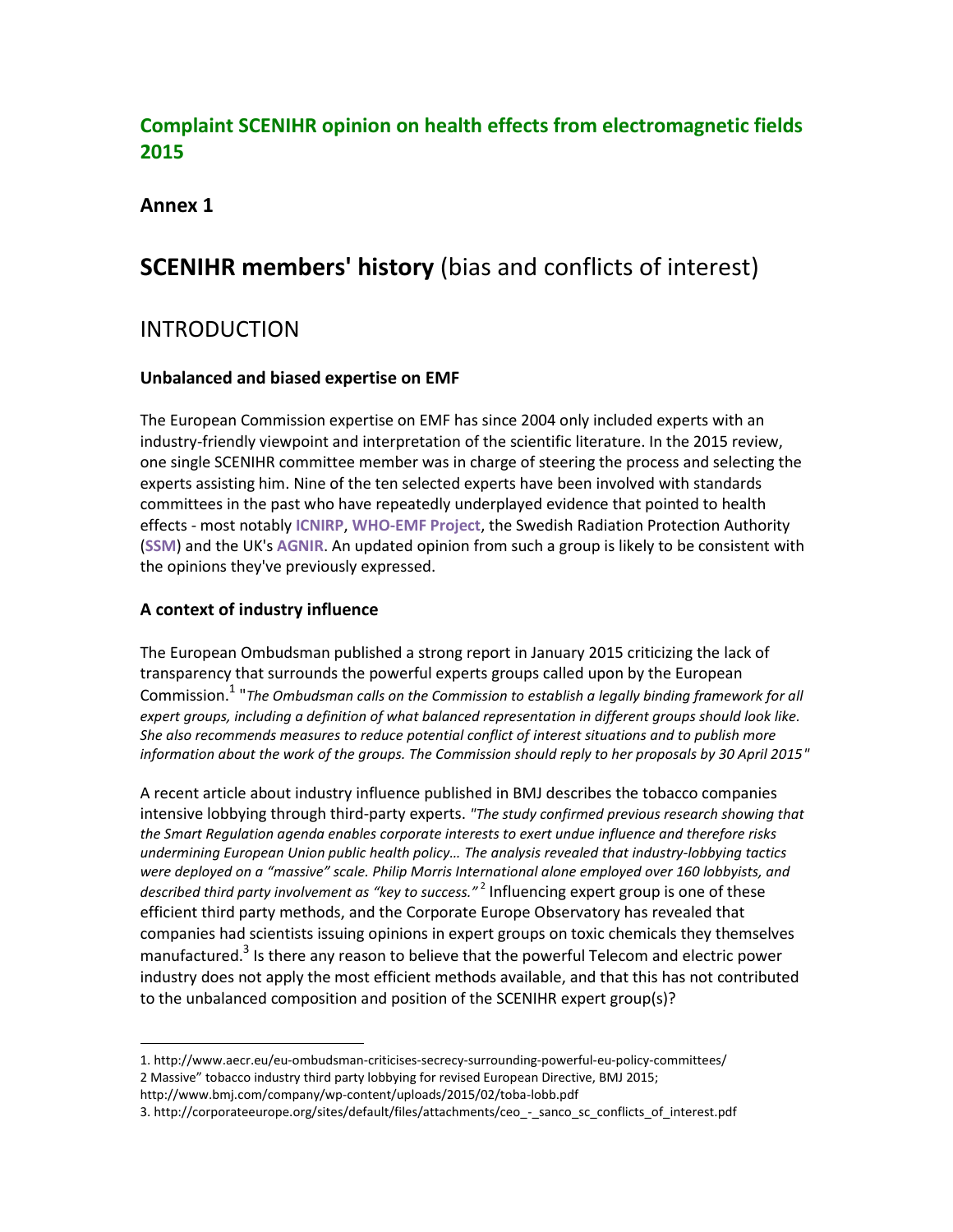## Complaint SCENIHR opinion on health effects from electromagnetic fields 2015

### Annex 1

# SCENIHR members' history (bias and conflicts of interest)

## INTRODUCTION

### Unbalanced and biased expertise on EMF

The European Commission expertise on EMF has since 2004 only included experts with an industry-friendly viewpoint and interpretation of the scientific literature. In the 2015 review, one single SCENIHR committee member was in charge of steering the process and selecting the experts assisting him. Nine of the ten selected experts have been involved with standards committees in the past who have repeatedly underplayed evidence that pointed to health effects - most notably **ICNIRP**, **WHO-EMF Project**, the Swedish Radiation Protection Authority (**SSM**) and the UK's **AGNIR**. An updated opinion from such a group is likely to be consistent with the opinions they've previously expressed.

### A context of industry influence

The European Ombudsman published a strong report in January 2015 criticizing the lack of transparency that surrounds the powerful experts groups called upon by the European Commission.[1] "*The Ombudsman calls on the Commission to establish a legally binding framework for all expert groups, including a definition of what balanced representation in different groups should look like. She also recommends measures to reduce potential conflict of interest situations and to publish more information about the work of the groups. The Commission should reply to her proposals by 30 April 2015*"

A recent article about industry influence published in BMJ describes the tobacco companies intensive lobbying through third-party experts. *"The study confirmed previous research showing that the Smart Regulation agenda enables corporate interests to exert undue influence and therefore risks undermining European Union public health policy… The analysis revealed that industry-lobbying tactics were deployed on a "massive" scale. Philip Morris International alone employed over 160 lobbyists, and described third party involvement as "key to success."*[2] Influencing expert group is one of these efficient third party methods, and the Corporate Europe Observatory has revealed that companies had scientists issuing opinions in expert groups on toxic chemicals they themselves manufactured.[3] Is there any reason to believe that the powerful Telecom and electric power industry does not apply the most efficient methods available, and that this has not contributed to the unbalanced composition and position of the SCENIHR expert group(s)?

---

1. http://www.aecr.eu/eu-ombudsman-criticises-secrecy-surrounding-powerful-eu-policy-committees/
2 Massive" tobacco industry third party lobbying for revised European Directive, BMJ 2015; http://www.bmj.com/company/wp-content/uploads/2015/02/toba-lobb.pdf
3. http://corporateeurope.org/sites/default/files/attachments/ceo_-_sanco_sc_conflicts_of_interest.pdf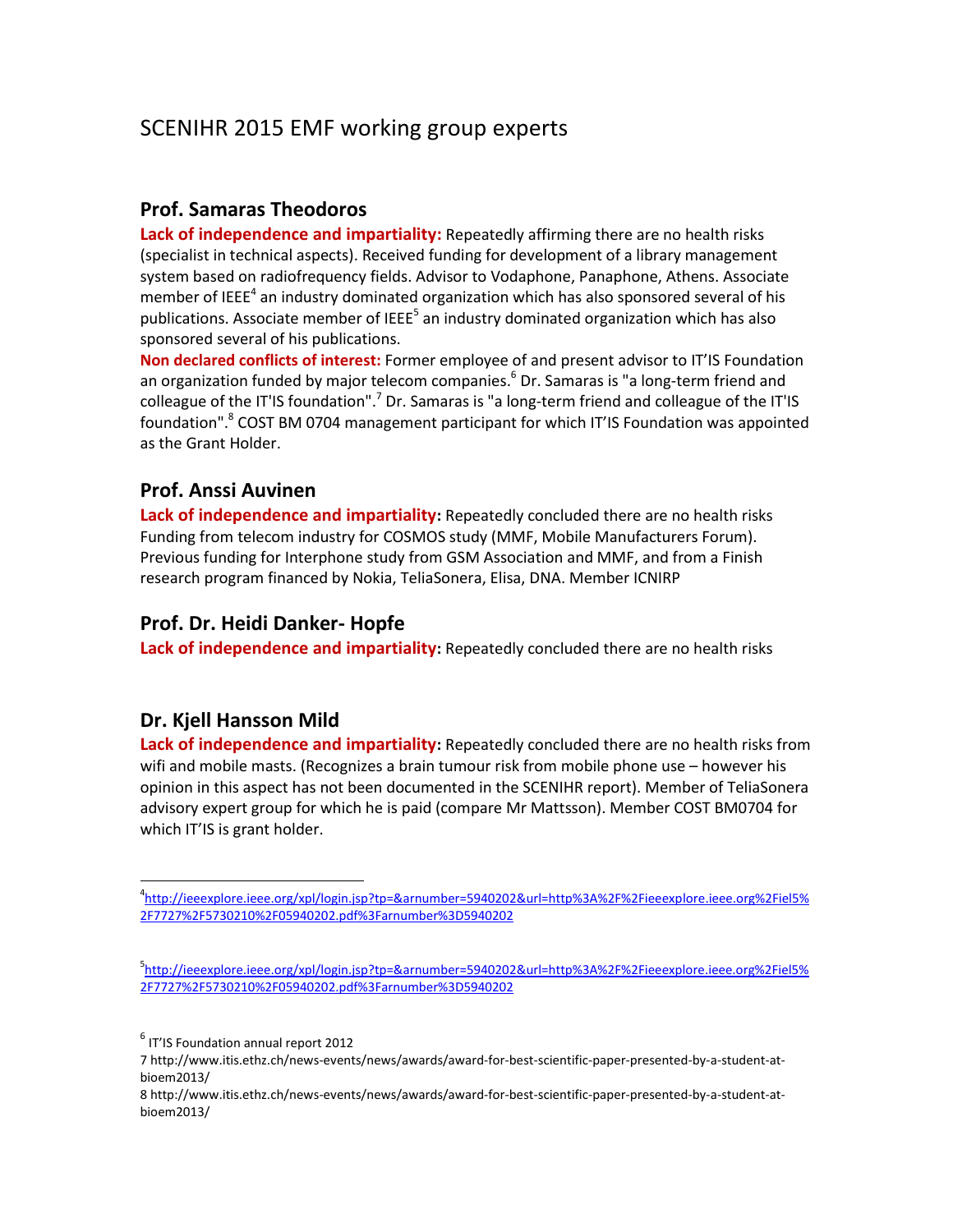# SCENIHR 2015 EMF working group experts

## Prof. Samaras Theodoros

**Lack of independence and impartiality:** Repeatedly affirming there are no health risks (specialist in technical aspects). Received funding for development of a library management system based on radiofrequency fields. Advisor to Vodaphone, Panaphone, Athens. Associate member of IEEE[4] an industry dominated organization which has also sponsored several of his publications. Associate member of IEEE[5] an industry dominated organization which has also sponsored several of his publications.

**Non declared conflicts of interest:** Former employee of and present advisor to IT'IS Foundation an organization funded by major telecom companies.[6] Dr. Samaras is "a long-term friend and colleague of the IT'IS foundation".[7] Dr. Samaras is "a long-term friend and colleague of the IT'IS foundation".[8] COST BM 0704 management participant for which IT'IS Foundation was appointed as the Grant Holder.

## Prof. Anssi Auvinen

**Lack of independence and impartiality:** Repeatedly concluded there are no health risks Funding from telecom industry for COSMOS study (MMF, Mobile Manufacturers Forum). Previous funding for Interphone study from GSM Association and MMF, and from a Finish research program financed by Nokia, TeliaSonera, Elisa, DNA. Member ICNIRP

## Prof. Dr. Heidi Danker- Hopfe

**Lack of independence and impartiality:** Repeatedly concluded there are no health risks

## Dr. Kjell Hansson Mild

**Lack of independence and impartiality:** Repeatedly concluded there are no health risks from wifi and mobile masts. (Recognizes a brain tumour risk from mobile phone use – however his opinion in this aspect has not been documented in the SCENIHR report). Member of TeliaSonera advisory expert group for which he is paid (compare Mr Mattsson). Member COST BM0704 for which IT'IS is grant holder.

---

[4] http://ieeexplore.ieee.org/xpl/login.jsp?tp=&arnumber=5940202&url=http%3A%2F%2Fieeexplore.ieee.org%2Fiel5%2F7727%2F5730210%2F05940202.pdf%3Farnumber%3D5940202

[5] http://ieeexplore.ieee.org/xpl/login.jsp?tp=&arnumber=5940202&url=http%3A%2F%2Fieeexplore.ieee.org%2Fiel5%2F7727%2F5730210%2F05940202.pdf%3Farnumber%3D5940202

[6] IT'IS Foundation annual report 2012

7 http://www.itis.ethz.ch/news-events/news/awards/award-for-best-scientific-paper-presented-by-a-student-at-bioem2013/

8 http://www.itis.ethz.ch/news-events/news/awards/award-for-best-scientific-paper-presented-by-a-student-at-bioem2013/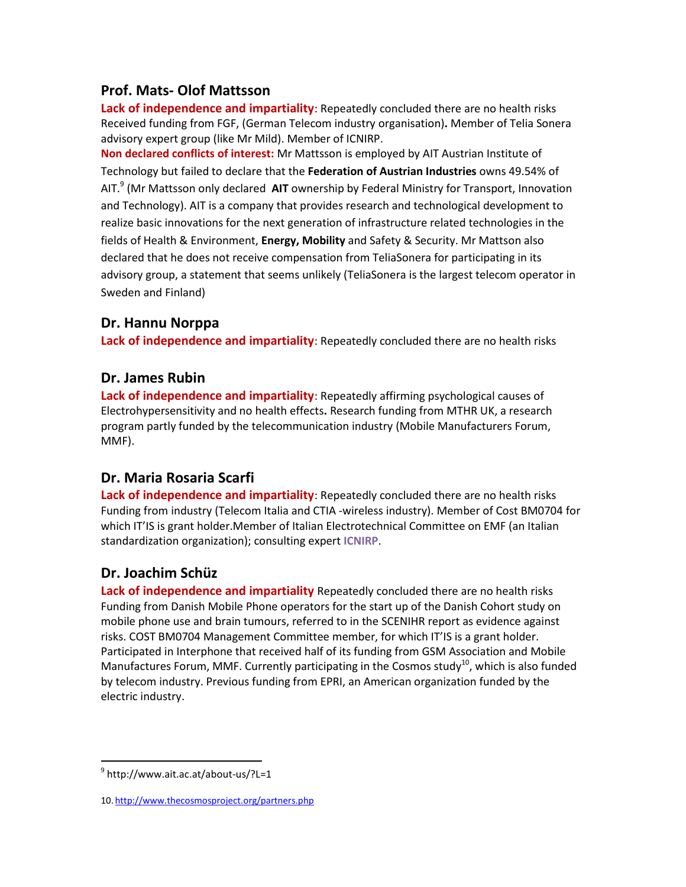## Prof. Mats- Olof Mattsson

**Lack of independence and impartiality**: Repeatedly concluded there are no health risks Received funding from FGF, (German Telecom industry organisation)**.** Member of Telia Sonera advisory expert group (like Mr Mild). Member of ICNIRP.

**Non declared conflicts of interest:** Mr Mattsson is employed by AIT Austrian Institute of Technology but failed to declare that the **Federation of Austrian Industries** owns 49.54% of AIT.[9] (Mr Mattsson only declared **AIT** ownership by Federal Ministry for Transport, Innovation and Technology). AIT is a company that provides research and technological development to realize basic innovations for the next generation of infrastructure related technologies in the fields of Health & Environment, **Energy, Mobility** and Safety & Security. Mr Mattson also declared that he does not receive compensation from TeliaSonera for participating in its advisory group, a statement that seems unlikely (TeliaSonera is the largest telecom operator in Sweden and Finland)

## Dr. Hannu Norppa

**Lack of independence and impartiality**: Repeatedly concluded there are no health risks

## Dr. James Rubin

**Lack of independence and impartiality**: Repeatedly affirming psychological causes of Electrohypersensitivity and no health effects**.** Research funding from MTHR UK, a research program partly funded by the telecommunication industry (Mobile Manufacturers Forum, MMF).

## Dr. Maria Rosaria Scarfi

**Lack of independence and impartiality**: Repeatedly concluded there are no health risks Funding from industry (Telecom Italia and CTIA -wireless industry). Member of Cost BM0704 for which IT'IS is grant holder.Member of Italian Electrotechnical Committee on EMF (an Italian standardization organization); consulting expert **ICNIRP**.

## Dr. Joachim Schüz

**Lack of independence and impartiality** Repeatedly concluded there are no health risks Funding from Danish Mobile Phone operators for the start up of the Danish Cohort study on mobile phone use and brain tumours, referred to in the SCENIHR report as evidence against risks. COST BM0704 Management Committee member, for which IT'IS is a grant holder. Participated in Interphone that received half of its funding from GSM Association and Mobile Manufactures Forum, MMF. Currently participating in the Cosmos study[10], which is also funded by telecom industry. Previous funding from EPRI, an American organization funded by the electric industry.

---

[9] http://www.ait.ac.at/about-us/?L=1

10. http://www.thecosmosproject.org/partners.php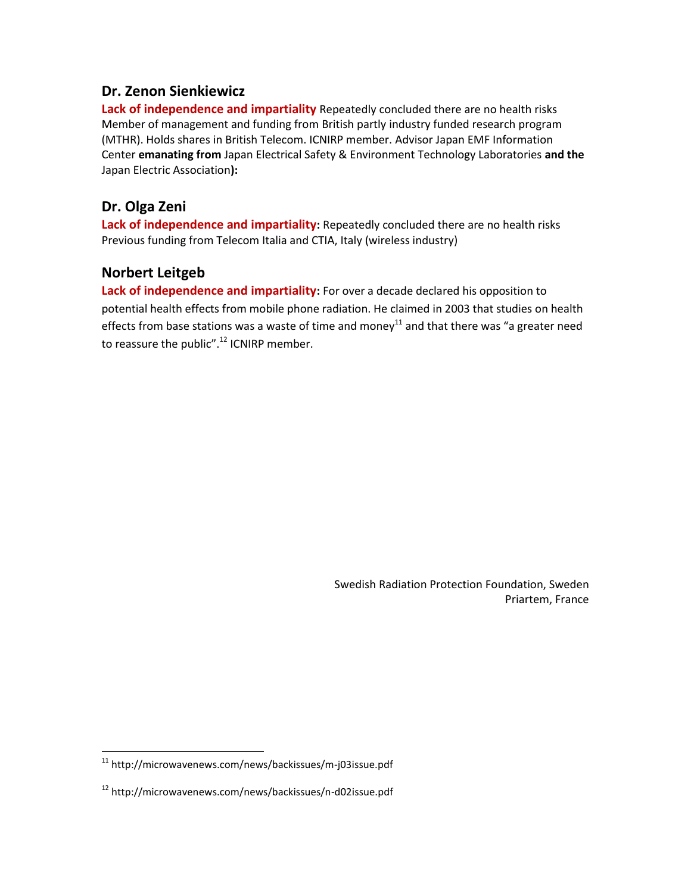## Dr. Zenon Sienkiewicz

**Lack of independence and impartiality** Repeatedly concluded there are no health risks Member of management and funding from British partly industry funded research program (MTHR). Holds shares in British Telecom. ICNIRP member. Advisor Japan EMF Information Center **emanating from** Japan Electrical Safety & Environment Technology Laboratories **and the** Japan Electric Association**):**

## Dr. Olga Zeni

**Lack of independence and impartiality:** Repeatedly concluded there are no health risks Previous funding from Telecom Italia and CTIA, Italy (wireless industry)

## Norbert Leitgeb

**Lack of independence and impartiality:** For over a decade declared his opposition to potential health effects from mobile phone radiation. He claimed in 2003 that studies on health effects from base stations was a waste of time and money[11] and that there was "a greater need to reassure the public".[12] ICNIRP member.

Swedish Radiation Protection Foundation, Sweden
Priartem, France

---

[11] http://microwavenews.com/news/backissues/m-j03issue.pdf

[12] http://microwavenews.com/news/backissues/n-d02issue.pdf